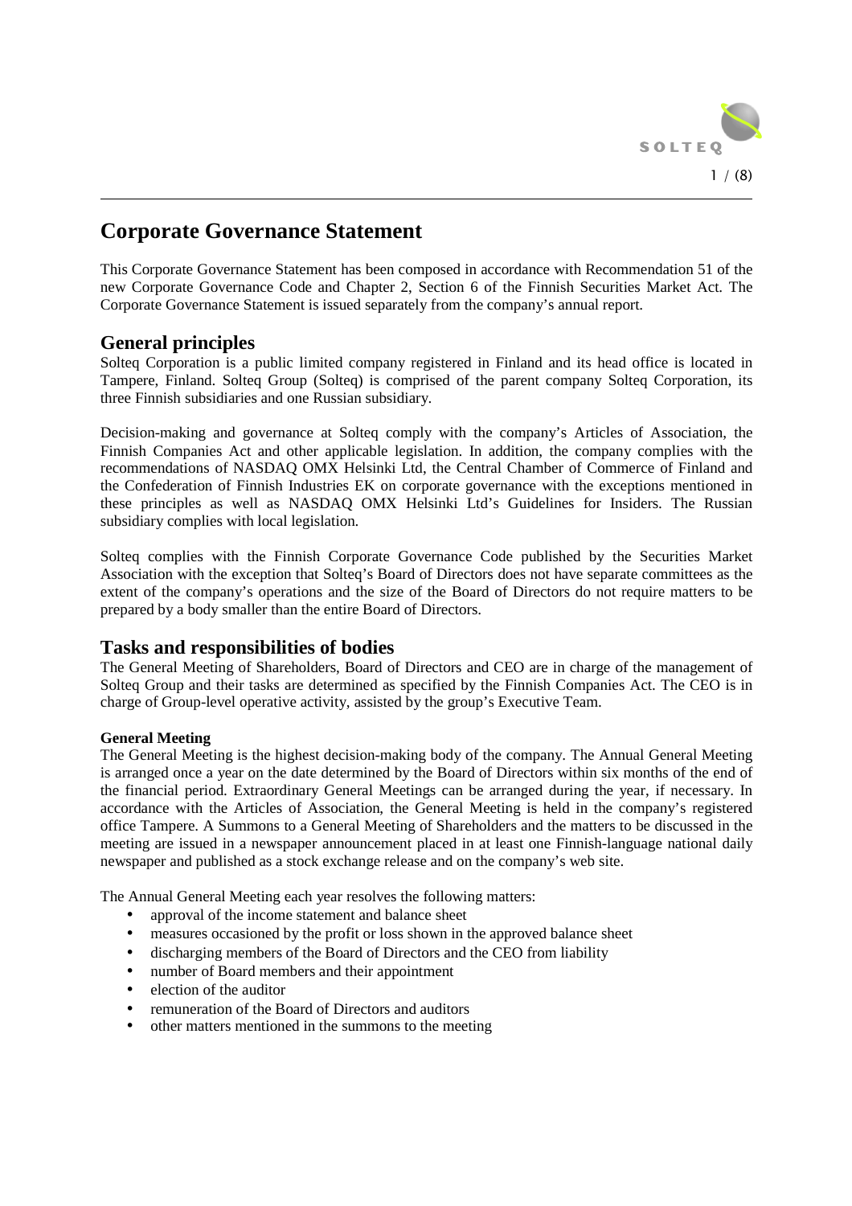# Corporate Governance Statement

This Corporate Governance Statement has been composed in accordance with Recommendation 51 of the new Corporate Governance Code and Chapter 2, Section 6 of the Finnish Securities Market Act. The Corporate Governance Statement is issued separately from the company's annual report.

## General principles

Solteq Corporation is a public limited company registered in Finland and its head office is located in Tampere, Finland. Solteq Group (Solteq) is comprised of the parent company Solteq Corporation, its three Finnish subsidiaries and one Russian subsidiary.

Decision-making and governance at Solteq comply with the company's Articles of Association, the Finnish Companies Act and other applicable legislation. In addition, the company complies with the recommendations of NASDAQ OMX Helsinki Ltd, the Central Chamber of Commerce of Finland and the Confederation of Finnish Industries EK on corporate governance with the exceptions mentioned in these principles as well as NASDAQ OMX Helsinki Ltd's Guidelines for Insiders. The Russian subsidiary complies with local legislation.

Solteq complies with the Finnish Corporate Governance Code published by the Securities Market Association with the exception that Solteq's Board of Directors does not have separate committees as the extent of the company's operations and the size of the Board of Directors do not require matters to be prepared by a body smaller than the entire Board of Directors.

## Tasks and responsibilities of bodies

The General Meeting of Shareholders, Board of Directors and CEO are in charge of the management of Solteq Group and their tasks are determined as specified by the Finnish Companies Act. The CEO is in charge of Group-level operative activity, assisted by the group's Executive Team.

**General Meeting**

The General Meeting is the highest decision-making body of the company. The Annual General Meeting is arranged once a year on the date determined by the Board of Directors within six months of the end of the financial period. Extraordinary General Meetings can be arranged during the year, if necessary. In accordance with the Articles of Association, the General Meeting is held in the company's registered office Tampere. A Summons to a General Meeting of Shareholders and the matters to be discussed in the meeting are issued in a newspaper announcement placed in at least one Finnish-language national daily newspaper and published as a stock exchange release and on the company's web site.

The Annual General Meeting each year resolves the following matters:

- approval of the income statement and balance sheet
- measures occasioned by the profit or loss shown in the approved balance sheet
- discharging members of the Board of Directors and the CEO from liability
- number of Board members and their appointment
- election of the auditor
- remuneration of the Board of Directors and auditors
- other matters mentioned in the summons to the meeting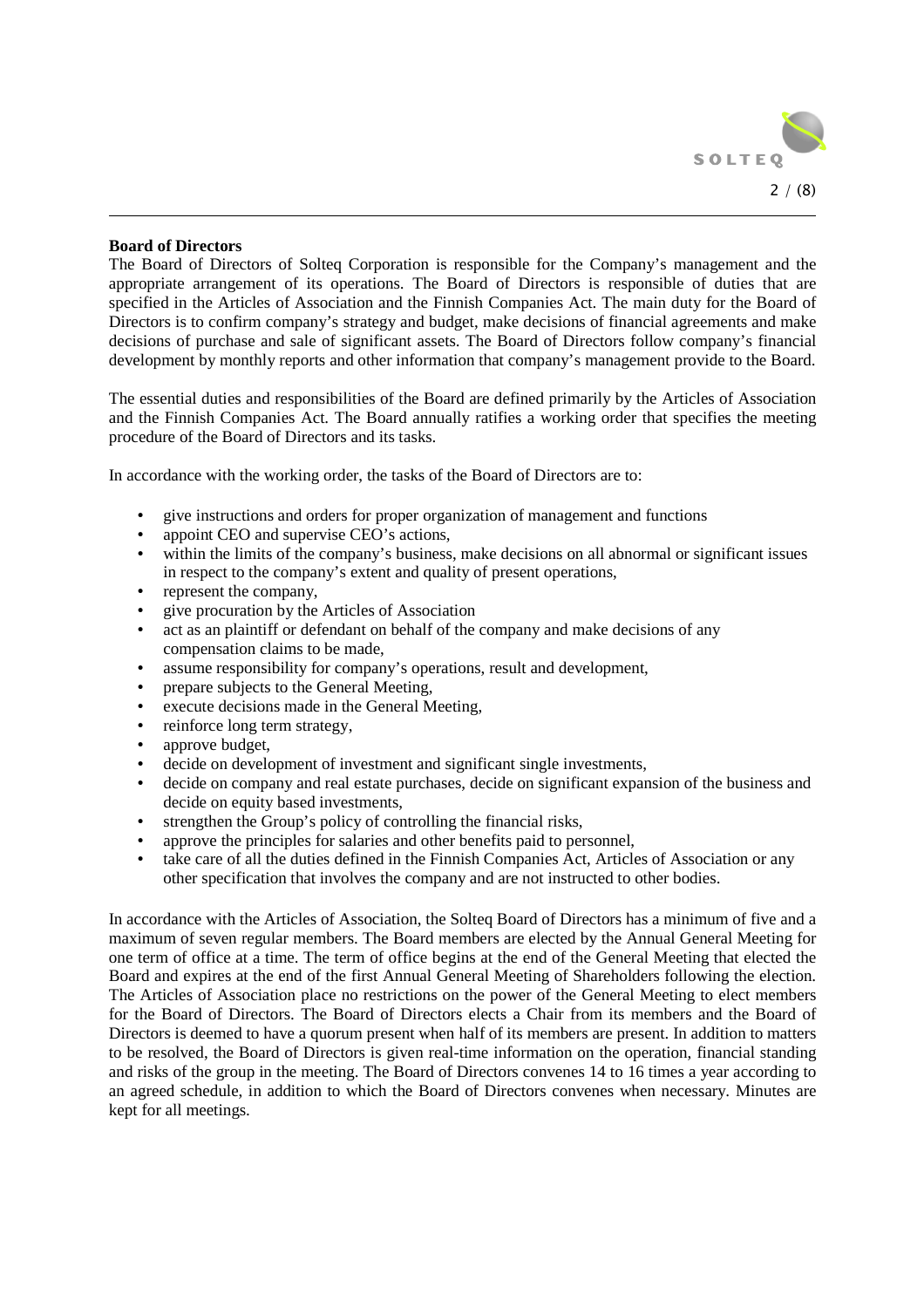**Board of Directors**

The Board of Directors of Solteq Corporation is responsible for the Company's management and the appropriate arrangement of its operations. The Board of Directors is responsible of duties that are specified in the Articles of Association and the Finnish Companies Act. The main duty for the Board of Directors is to confirm company's strategy and budget, make decisions of financial agreements and make decisions of purchase and sale of significant assets. The Board of Directors follow company's financial development by monthly reports and other information that company's management provide to the Board.

The essential duties and responsibilities of the Board are defined primarily by the Articles of Association and the Finnish Companies Act. The Board annually ratifies a working order that specifies the meeting procedure of the Board of Directors and its tasks.

In accordance with the working order, the tasks of the Board of Directors are to:

- give instructions and orders for proper organization of management and functions
- appoint CEO and supervise CEO's actions,
- within the limits of the company's business, make decisions on all abnormal or significant issues in respect to the company's extent and quality of present operations,
- represent the company,
- give procuration by the Articles of Association
- act as an plaintiff or defendant on behalf of the company and make decisions of any compensation claims to be made,
- assume responsibility for company's operations, result and development,
- prepare subjects to the General Meeting,
- execute decisions made in the General Meeting,
- reinforce long term strategy,
- approve budget,
- decide on development of investment and significant single investments,
- decide on company and real estate purchases, decide on significant expansion of the business and decide on equity based investments,
- strengthen the Group's policy of controlling the financial risks,
- approve the principles for salaries and other benefits paid to personnel,
- take care of all the duties defined in the Finnish Companies Act, Articles of Association or any other specification that involves the company and are not instructed to other bodies.

In accordance with the Articles of Association, the Solteq Board of Directors has a minimum of five and a maximum of seven regular members. The Board members are elected by the Annual General Meeting for one term of office at a time. The term of office begins at the end of the General Meeting that elected the Board and expires at the end of the first Annual General Meeting of Shareholders following the election. The Articles of Association place no restrictions on the power of the General Meeting to elect members for the Board of Directors. The Board of Directors elects a Chair from its members and the Board of Directors is deemed to have a quorum present when half of its members are present. In addition to matters to be resolved, the Board of Directors is given real-time information on the operation, financial standing and risks of the group in the meeting. The Board of Directors convenes 14 to 16 times a year according to an agreed schedule, in addition to which the Board of Directors convenes when necessary. Minutes are kept for all meetings.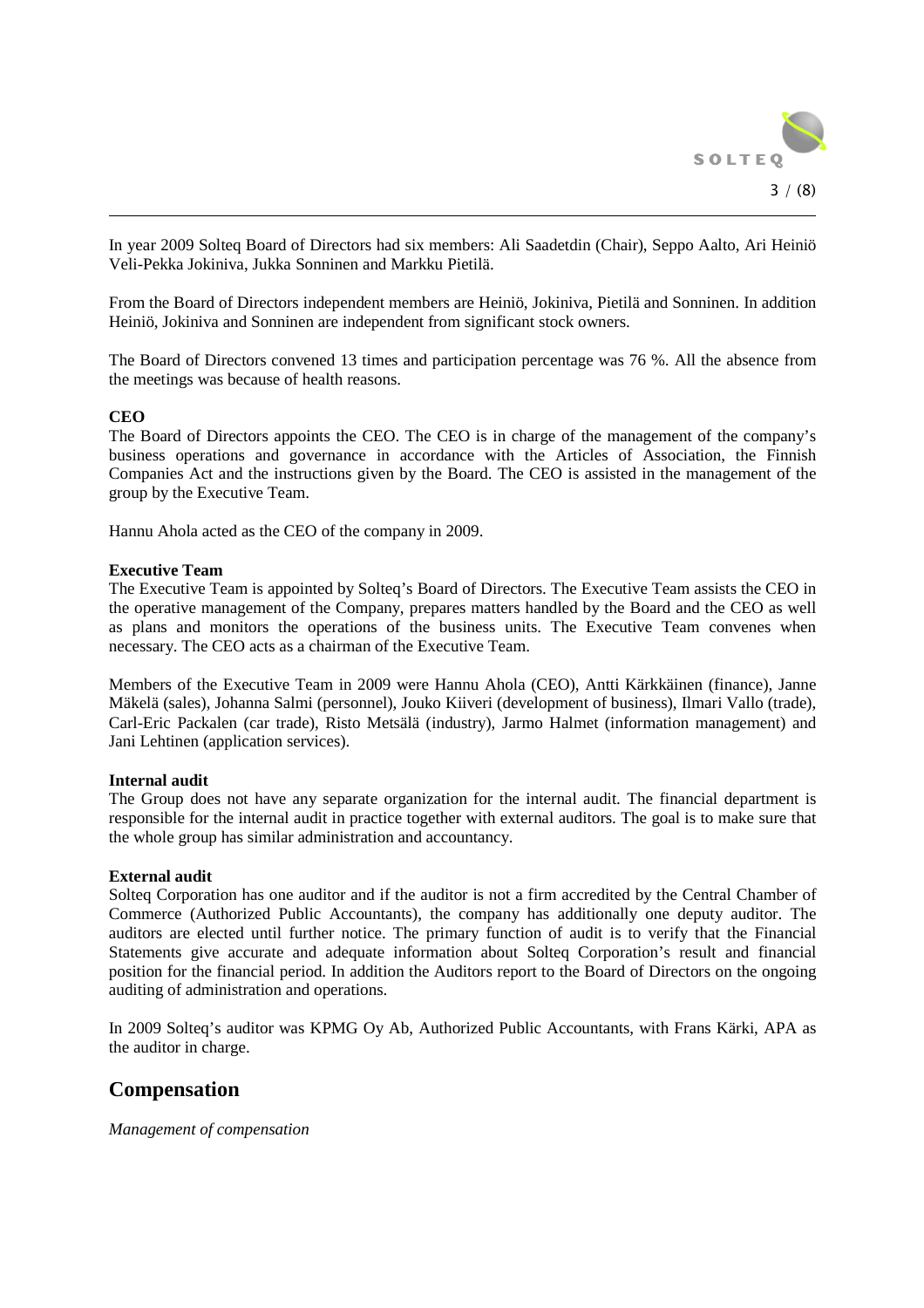In year 2009 Solteq Board of Directors had six members: Ali Saadetdin (Chair), Seppo Aalto, Ari Heiniö Veli-Pekka Jokiniva, Jukka Sonninen and Markku Pietilä.

From the Board of Directors independent members are Heiniö, Jokiniva, Pietilä and Sonninen. In addition Heiniö, Jokiniva and Sonninen are independent from significant stock owners.

The Board of Directors convened 13 times and participation percentage was 76 %. All the absence from the meetings was because of health reasons.

**CEO**

The Board of Directors appoints the CEO. The CEO is in charge of the management of the company's business operations and governance in accordance with the Articles of Association, the Finnish Companies Act and the instructions given by the Board. The CEO is assisted in the management of the group by the Executive Team.

Hannu Ahola acted as the CEO of the company in 2009.

**Executive Team**

The Executive Team is appointed by Solteq's Board of Directors. The Executive Team assists the CEO in the operative management of the Company, prepares matters handled by the Board and the CEO as well as plans and monitors the operations of the business units. The Executive Team convenes when necessary. The CEO acts as a chairman of the Executive Team.

Members of the Executive Team in 2009 were Hannu Ahola (CEO), Antti Kärkkäinen (finance), Janne Mäkelä (sales), Johanna Salmi (personnel), Jouko Kiiveri (development of business), Ilmari Vallo (trade), Carl-Eric Packalen (car trade), Risto Metsälä (industry), Jarmo Halmet (information management) and Jani Lehtinen (application services).

**Internal audit**

The Group does not have any separate organization for the internal audit. The financial department is responsible for the internal audit in practice together with external auditors. The goal is to make sure that the whole group has similar administration and accountancy.

**External audit**

Solteq Corporation has one auditor and if the auditor is not a firm accredited by the Central Chamber of Commerce (Authorized Public Accountants), the company has additionally one deputy auditor. The auditors are elected until further notice. The primary function of audit is to verify that the Financial Statements give accurate and adequate information about Solteq Corporation's result and financial position for the financial period. In addition the Auditors report to the Board of Directors on the ongoing auditing of administration and operations.

In 2009 Solteq's auditor was KPMG Oy Ab, Authorized Public Accountants, with Frans Kärki, APA as the auditor in charge.

## Compensation

*Management of compensation*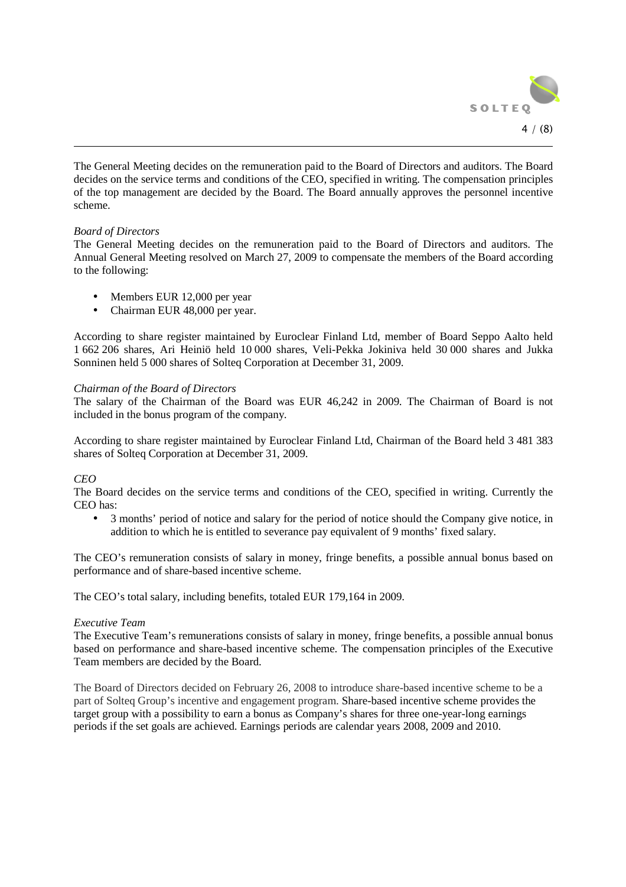The General Meeting decides on the remuneration paid to the Board of Directors and auditors. The Board decides on the service terms and conditions of the CEO, specified in writing. The compensation principles of the top management are decided by the Board. The Board annually approves the personnel incentive scheme.

*Board of Directors*

The General Meeting decides on the remuneration paid to the Board of Directors and auditors. The Annual General Meeting resolved on March 27, 2009 to compensate the members of the Board according to the following:

- Members EUR 12,000 per year
- Chairman EUR 48,000 per year.

According to share register maintained by Euroclear Finland Ltd, member of Board Seppo Aalto held 1 662 206 shares, Ari Heiniö held 10 000 shares, Veli-Pekka Jokiniva held 30 000 shares and Jukka Sonninen held 5 000 shares of Solteq Corporation at December 31, 2009.

*Chairman of the Board of Directors*

The salary of the Chairman of the Board was EUR 46,242 in 2009. The Chairman of Board is not included in the bonus program of the company.

According to share register maintained by Euroclear Finland Ltd, Chairman of the Board held 3 481 383 shares of Solteq Corporation at December 31, 2009.

*CEO*

The Board decides on the service terms and conditions of the CEO, specified in writing. Currently the CEO has:

- 3 months' period of notice and salary for the period of notice should the Company give notice, in addition to which he is entitled to severance pay equivalent of 9 months' fixed salary.

The CEO's remuneration consists of salary in money, fringe benefits, a possible annual bonus based on performance and of share-based incentive scheme.

The CEO's total salary, including benefits, totaled EUR 179,164 in 2009.

*Executive Team*

The Executive Team's remunerations consists of salary in money, fringe benefits, a possible annual bonus based on performance and share-based incentive scheme. The compensation principles of the Executive Team members are decided by the Board.

The Board of Directors decided on February 26, 2008 to introduce share-based incentive scheme to be a part of Solteq Group's incentive and engagement program. Share-based incentive scheme provides the target group with a possibility to earn a bonus as Company's shares for three one-year-long earnings periods if the set goals are achieved. Earnings periods are calendar years 2008, 2009 and 2010.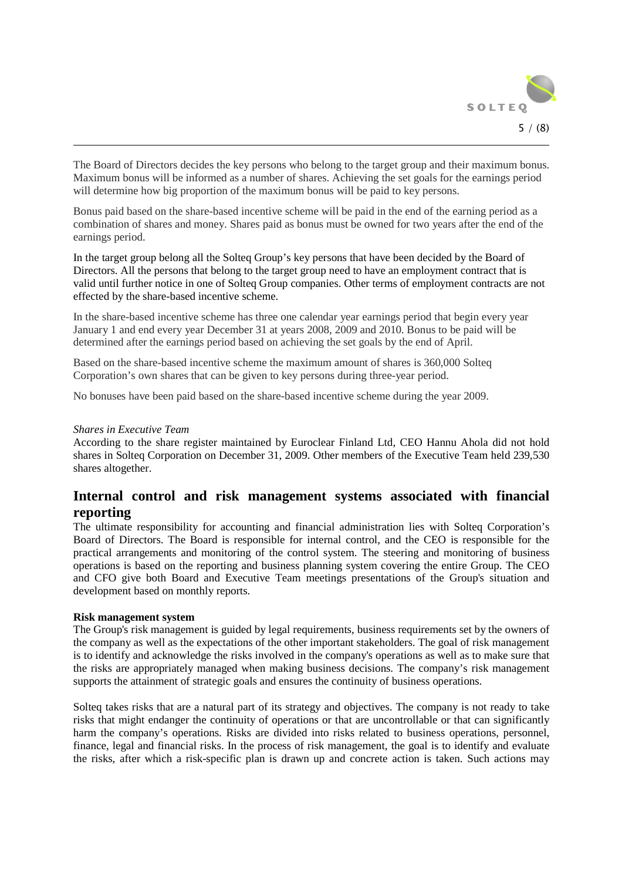The Board of Directors decides the key persons who belong to the target group and their maximum bonus. Maximum bonus will be informed as a number of shares. Achieving the set goals for the earnings period will determine how big proportion of the maximum bonus will be paid to key persons.

Bonus paid based on the share-based incentive scheme will be paid in the end of the earning period as a combination of shares and money. Shares paid as bonus must be owned for two years after the end of the earnings period.

In the target group belong all the Solteq Group's key persons that have been decided by the Board of Directors. All the persons that belong to the target group need to have an employment contract that is valid until further notice in one of Solteq Group companies. Other terms of employment contracts are not effected by the share-based incentive scheme.

In the share-based incentive scheme has three one calendar year earnings period that begin every year January 1 and end every year December 31 at years 2008, 2009 and 2010. Bonus to be paid will be determined after the earnings period based on achieving the set goals by the end of April.

Based on the share-based incentive scheme the maximum amount of shares is 360,000 Solteq Corporation's own shares that can be given to key persons during three-year period.

No bonuses have been paid based on the share-based incentive scheme during the year 2009.

*Shares in Executive Team*

According to the share register maintained by Euroclear Finland Ltd, CEO Hannu Ahola did not hold shares in Solteq Corporation on December 31, 2009. Other members of the Executive Team held 239,530 shares altogether.

## Internal control and risk management systems associated with financial reporting

The ultimate responsibility for accounting and financial administration lies with Solteq Corporation's Board of Directors. The Board is responsible for internal control, and the CEO is responsible for the practical arrangements and monitoring of the control system. The steering and monitoring of business operations is based on the reporting and business planning system covering the entire Group. The CEO and CFO give both Board and Executive Team meetings presentations of the Group's situation and development based on monthly reports.

**Risk management system**

The Group's risk management is guided by legal requirements, business requirements set by the owners of the company as well as the expectations of the other important stakeholders. The goal of risk management is to identify and acknowledge the risks involved in the company's operations as well as to make sure that the risks are appropriately managed when making business decisions. The company's risk management supports the attainment of strategic goals and ensures the continuity of business operations.

Solteq takes risks that are a natural part of its strategy and objectives. The company is not ready to take risks that might endanger the continuity of operations or that are uncontrollable or that can significantly harm the company's operations. Risks are divided into risks related to business operations, personnel, finance, legal and financial risks. In the process of risk management, the goal is to identify and evaluate the risks, after which a risk-specific plan is drawn up and concrete action is taken. Such actions may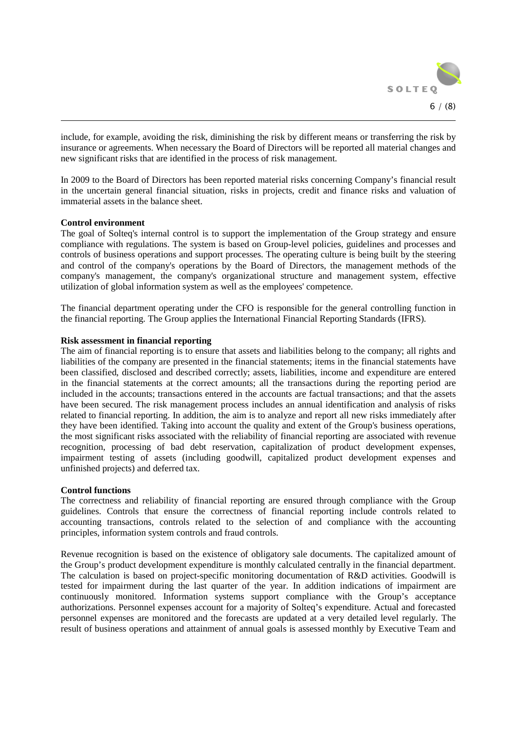include, for example, avoiding the risk, diminishing the risk by different means or transferring the risk by insurance or agreements. When necessary the Board of Directors will be reported all material changes and new significant risks that are identified in the process of risk management.

In 2009 to the Board of Directors has been reported material risks concerning Company's financial result in the uncertain general financial situation, risks in projects, credit and finance risks and valuation of immaterial assets in the balance sheet.

**Control environment**

The goal of Solteq's internal control is to support the implementation of the Group strategy and ensure compliance with regulations. The system is based on Group-level policies, guidelines and processes and controls of business operations and support processes. The operating culture is being built by the steering and control of the company's operations by the Board of Directors, the management methods of the company's management, the company's organizational structure and management system, effective utilization of global information system as well as the employees' competence.

The financial department operating under the CFO is responsible for the general controlling function in the financial reporting. The Group applies the International Financial Reporting Standards (IFRS).

**Risk assessment in financial reporting**

The aim of financial reporting is to ensure that assets and liabilities belong to the company; all rights and liabilities of the company are presented in the financial statements; items in the financial statements have been classified, disclosed and described correctly; assets, liabilities, income and expenditure are entered in the financial statements at the correct amounts; all the transactions during the reporting period are included in the accounts; transactions entered in the accounts are factual transactions; and that the assets have been secured. The risk management process includes an annual identification and analysis of risks related to financial reporting. In addition, the aim is to analyze and report all new risks immediately after they have been identified. Taking into account the quality and extent of the Group's business operations, the most significant risks associated with the reliability of financial reporting are associated with revenue recognition, processing of bad debt reservation, capitalization of product development expenses, impairment testing of assets (including goodwill, capitalized product development expenses and unfinished projects) and deferred tax.

**Control functions**

The correctness and reliability of financial reporting are ensured through compliance with the Group guidelines. Controls that ensure the correctness of financial reporting include controls related to accounting transactions, controls related to the selection of and compliance with the accounting principles, information system controls and fraud controls.

Revenue recognition is based on the existence of obligatory sale documents. The capitalized amount of the Group's product development expenditure is monthly calculated centrally in the financial department. The calculation is based on project-specific monitoring documentation of R&D activities. Goodwill is tested for impairment during the last quarter of the year. In addition indications of impairment are continuously monitored. Information systems support compliance with the Group's acceptance authorizations. Personnel expenses account for a majority of Solteq's expenditure. Actual and forecasted personnel expenses are monitored and the forecasts are updated at a very detailed level regularly. The result of business operations and attainment of annual goals is assessed monthly by Executive Team and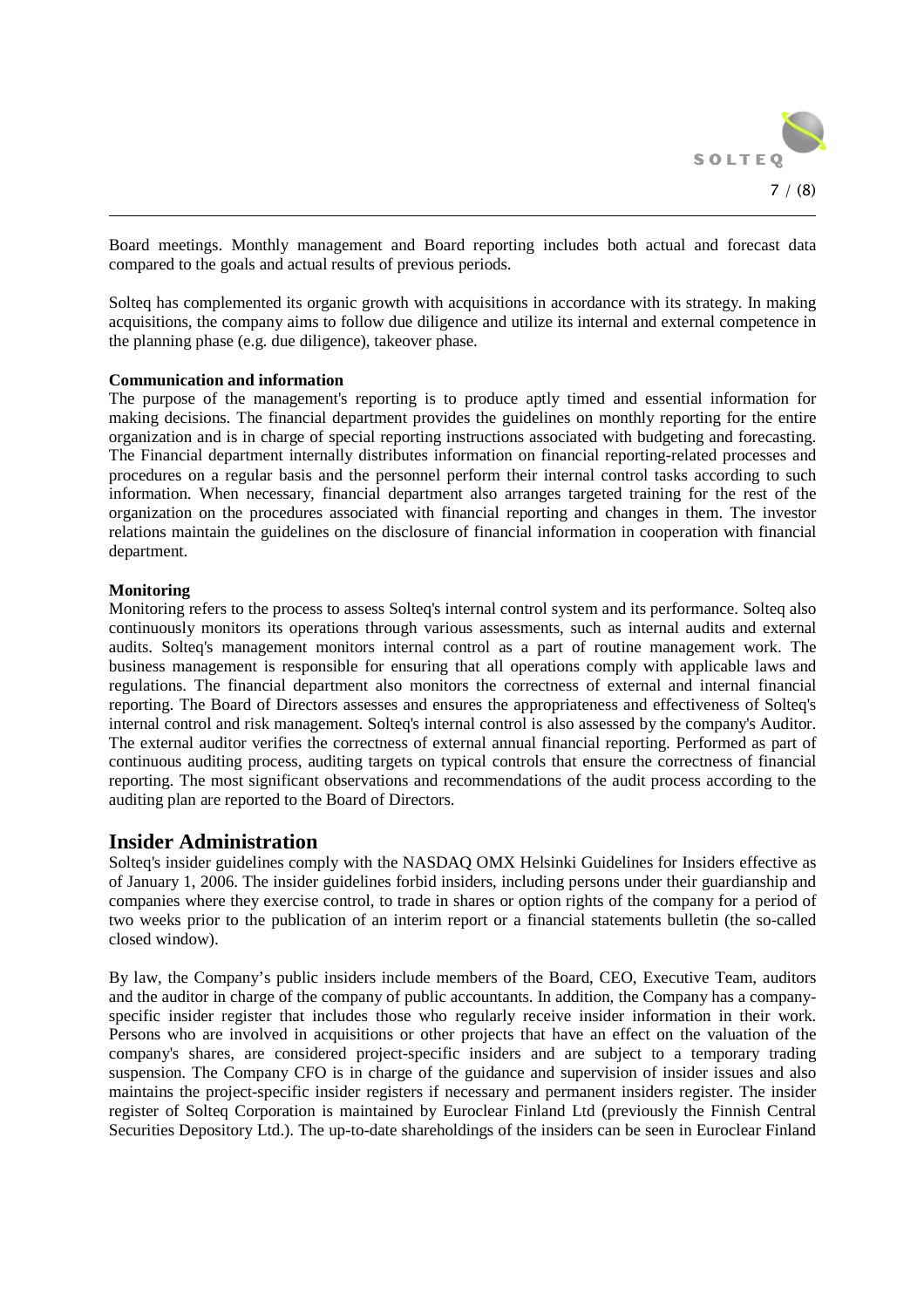Board meetings. Monthly management and Board reporting includes both actual and forecast data compared to the goals and actual results of previous periods.

Solteq has complemented its organic growth with acquisitions in accordance with its strategy. In making acquisitions, the company aims to follow due diligence and utilize its internal and external competence in the planning phase (e.g. due diligence), takeover phase.

**Communication and information**

The purpose of the management's reporting is to produce aptly timed and essential information for making decisions. The financial department provides the guidelines on monthly reporting for the entire organization and is in charge of special reporting instructions associated with budgeting and forecasting. The Financial department internally distributes information on financial reporting-related processes and procedures on a regular basis and the personnel perform their internal control tasks according to such information. When necessary, financial department also arranges targeted training for the rest of the organization on the procedures associated with financial reporting and changes in them. The investor relations maintain the guidelines on the disclosure of financial information in cooperation with financial department.

**Monitoring**

Monitoring refers to the process to assess Solteq's internal control system and its performance. Solteq also continuously monitors its operations through various assessments, such as internal audits and external audits. Solteq's management monitors internal control as a part of routine management work. The business management is responsible for ensuring that all operations comply with applicable laws and regulations. The financial department also monitors the correctness of external and internal financial reporting. The Board of Directors assesses and ensures the appropriateness and effectiveness of Solteq's internal control and risk management. Solteq's internal control is also assessed by the company's Auditor. The external auditor verifies the correctness of external annual financial reporting. Performed as part of continuous auditing process, auditing targets on typical controls that ensure the correctness of financial reporting. The most significant observations and recommendations of the audit process according to the auditing plan are reported to the Board of Directors.

## Insider Administration

Solteq's insider guidelines comply with the NASDAQ OMX Helsinki Guidelines for Insiders effective as of January 1, 2006. The insider guidelines forbid insiders, including persons under their guardianship and companies where they exercise control, to trade in shares or option rights of the company for a period of two weeks prior to the publication of an interim report or a financial statements bulletin (the so-called closed window).

By law, the Company's public insiders include members of the Board, CEO, Executive Team, auditors and the auditor in charge of the company of public accountants. In addition, the Company has a company-specific insider register that includes those who regularly receive insider information in their work. Persons who are involved in acquisitions or other projects that have an effect on the valuation of the company's shares, are considered project-specific insiders and are subject to a temporary trading suspension. The Company CFO is in charge of the guidance and supervision of insider issues and also maintains the project-specific insider registers if necessary and permanent insiders register. The insider register of Solteq Corporation is maintained by Euroclear Finland Ltd (previously the Finnish Central Securities Depository Ltd.). The up-to-date shareholdings of the insiders can be seen in Euroclear Finland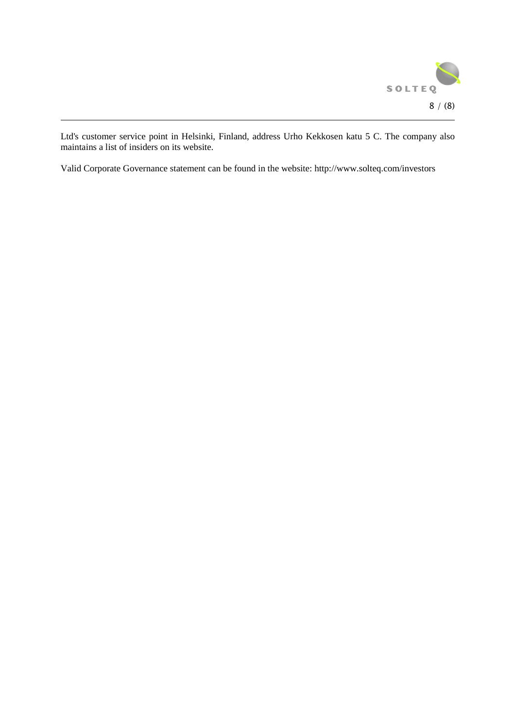Ltd's customer service point in Helsinki, Finland, address Urho Kekkosen katu 5 C. The company also maintains a list of insiders on its website.

Valid Corporate Governance statement can be found in the website: http://www.solteq.com/investors